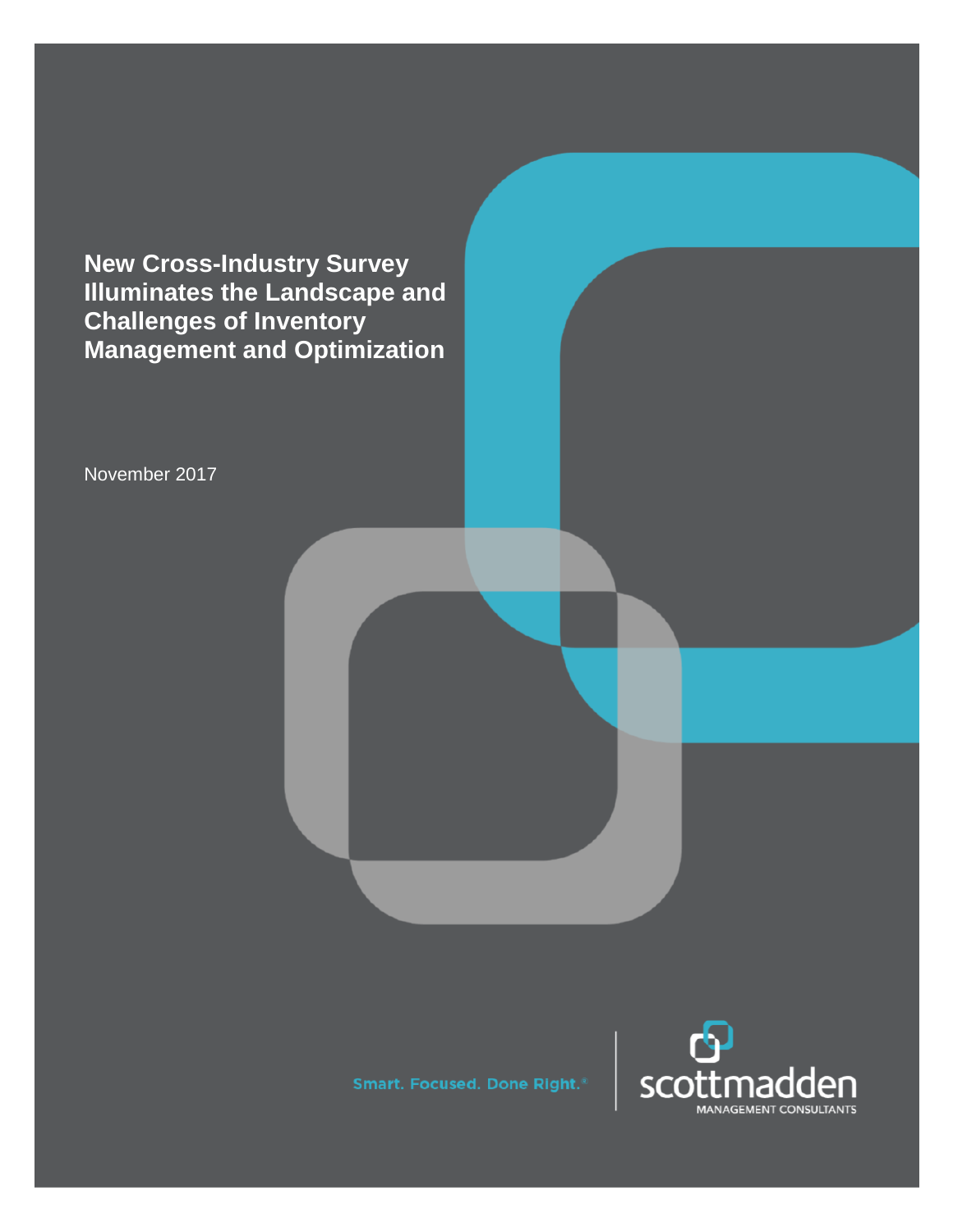# New Cross-Industry Survey Illuminates the Landscape and Challenges of Inventory Management and Optimization

November 2017

Smart. Focused. Done Right.®

scottmadden

MANAGEMENT CONSULTANTS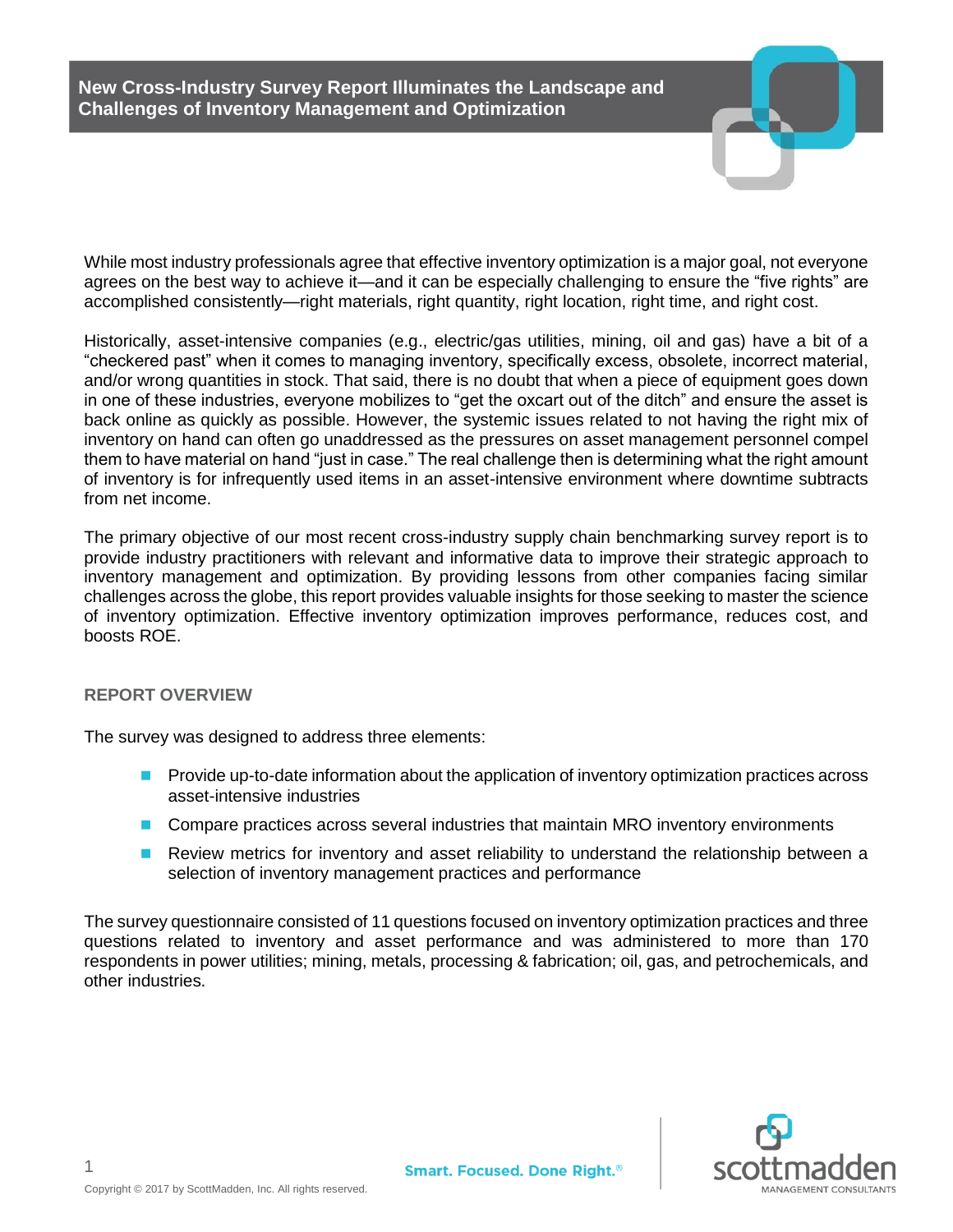## New Cross-Industry Survey Report Illuminates the Landscape and Challenges of Inventory Management and Optimization

While most industry professionals agree that effective inventory optimization is a major goal, not everyone agrees on the best way to achieve it—and it can be especially challenging to ensure the "five rights" are accomplished consistently—right materials, right quantity, right location, right time, and right cost.

Historically, asset-intensive companies (e.g., electric/gas utilities, mining, oil and gas) have a bit of a "checkered past" when it comes to managing inventory, specifically excess, obsolete, incorrect material, and/or wrong quantities in stock. That said, there is no doubt that when a piece of equipment goes down in one of these industries, everyone mobilizes to "get the oxcart out of the ditch" and ensure the asset is back online as quickly as possible. However, the systemic issues related to not having the right mix of inventory on hand can often go unaddressed as the pressures on asset management personnel compel them to have material on hand "just in case." The real challenge then is determining what the right amount of inventory is for infrequently used items in an asset-intensive environment where downtime subtracts from net income.

The primary objective of our most recent cross-industry supply chain benchmarking survey report is to provide industry practitioners with relevant and informative data to improve their strategic approach to inventory management and optimization. By providing lessons from other companies facing similar challenges across the globe, this report provides valuable insights for those seeking to master the science of inventory optimization. Effective inventory optimization improves performance, reduces cost, and boosts ROE.

### REPORT OVERVIEW

The survey was designed to address three elements:

- Provide up-to-date information about the application of inventory optimization practices across asset-intensive industries
- Compare practices across several industries that maintain MRO inventory environments
- Review metrics for inventory and asset reliability to understand the relationship between a selection of inventory management practices and performance

The survey questionnaire consisted of 11 questions focused on inventory optimization practices and three questions related to inventory and asset performance and was administered to more than 170 respondents in power utilities; mining, metals, processing & fabrication; oil, gas, and petrochemicals, and other industries.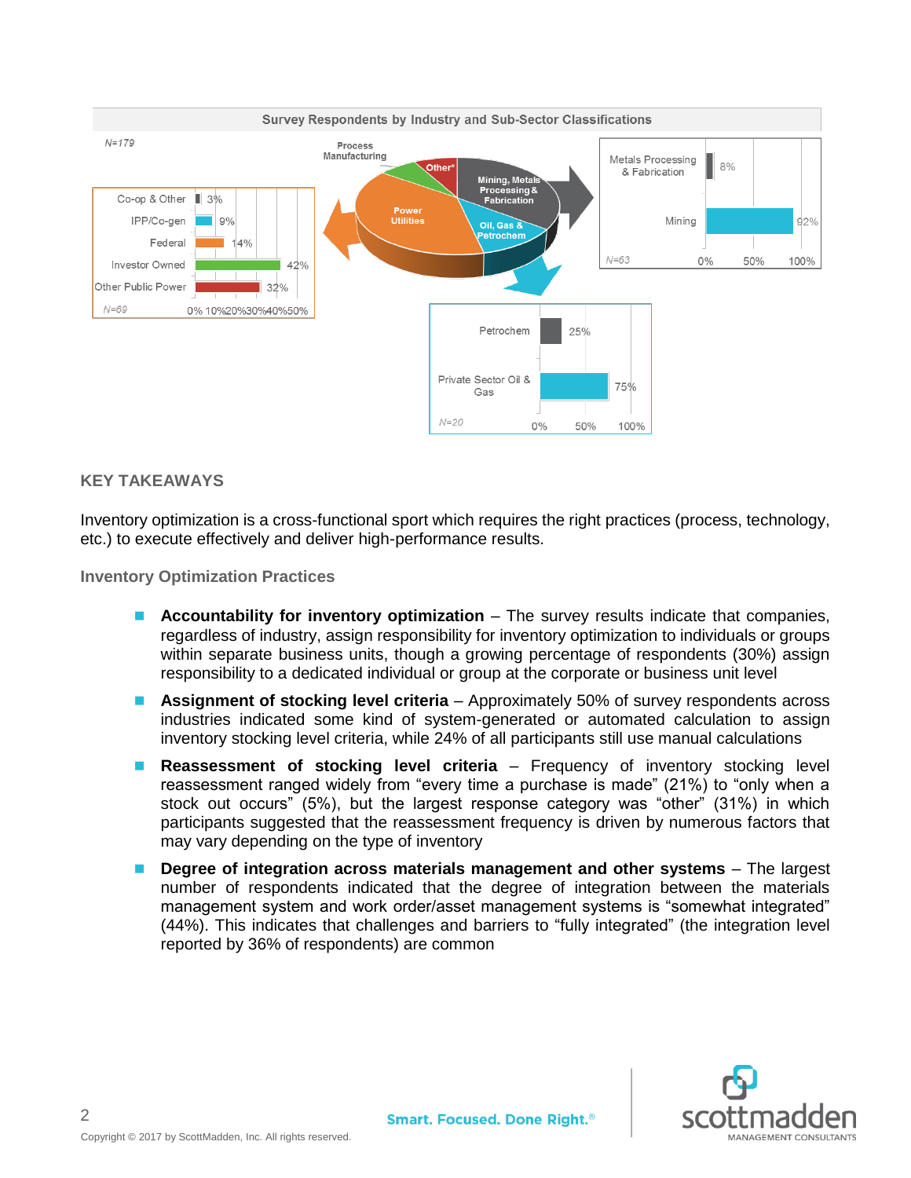**Survey Respondents by Industry and Sub-Sector Classifications**

N=179

Process Manufacturing; Other*; Mining, Metals Processing & Fabrication; Power Utilities; Oil, Gas & Petrochem

| Power Utilities | |
|---|---|
| Co-op & Other | 3% |
| IPP/Co-gen | 9% |
| Federal | 14% |
| Investor Owned | 42% |
| Other Public Power | 32% |

N=69

| Mining, Metals Processing & Fabrication | |
|---|---|
| Metals Processing & Fabrication | 8% |
| Mining | 92% |

N=63

| Oil, Gas & Petrochem | |
|---|---|
| Petrochem | 25% |
| Private Sector Oil & Gas | 75% |

N=20

## KEY TAKEAWAYS

Inventory optimization is a cross-functional sport which requires the right practices (process, technology, etc.) to execute effectively and deliver high-performance results.

### Inventory Optimization Practices

- **Accountability for inventory optimization** – The survey results indicate that companies, regardless of industry, assign responsibility for inventory optimization to individuals or groups within separate business units, though a growing percentage of respondents (30%) assign responsibility to a dedicated individual or group at the corporate or business unit level
- **Assignment of stocking level criteria** – Approximately 50% of survey respondents across industries indicated some kind of system-generated or automated calculation to assign inventory stocking level criteria, while 24% of all participants still use manual calculations
- **Reassessment of stocking level criteria** – Frequency of inventory stocking level reassessment ranged widely from "every time a purchase is made" (21%) to "only when a stock out occurs" (5%), but the largest response category was "other" (31%) in which participants suggested that the reassessment frequency is driven by numerous factors that may vary depending on the type of inventory
- **Degree of integration across materials management and other systems** – The largest number of respondents indicated that the degree of integration between the materials management system and work order/asset management systems is "somewhat integrated" (44%). This indicates that challenges and barriers to "fully integrated" (the integration level reported by 36% of respondents) are common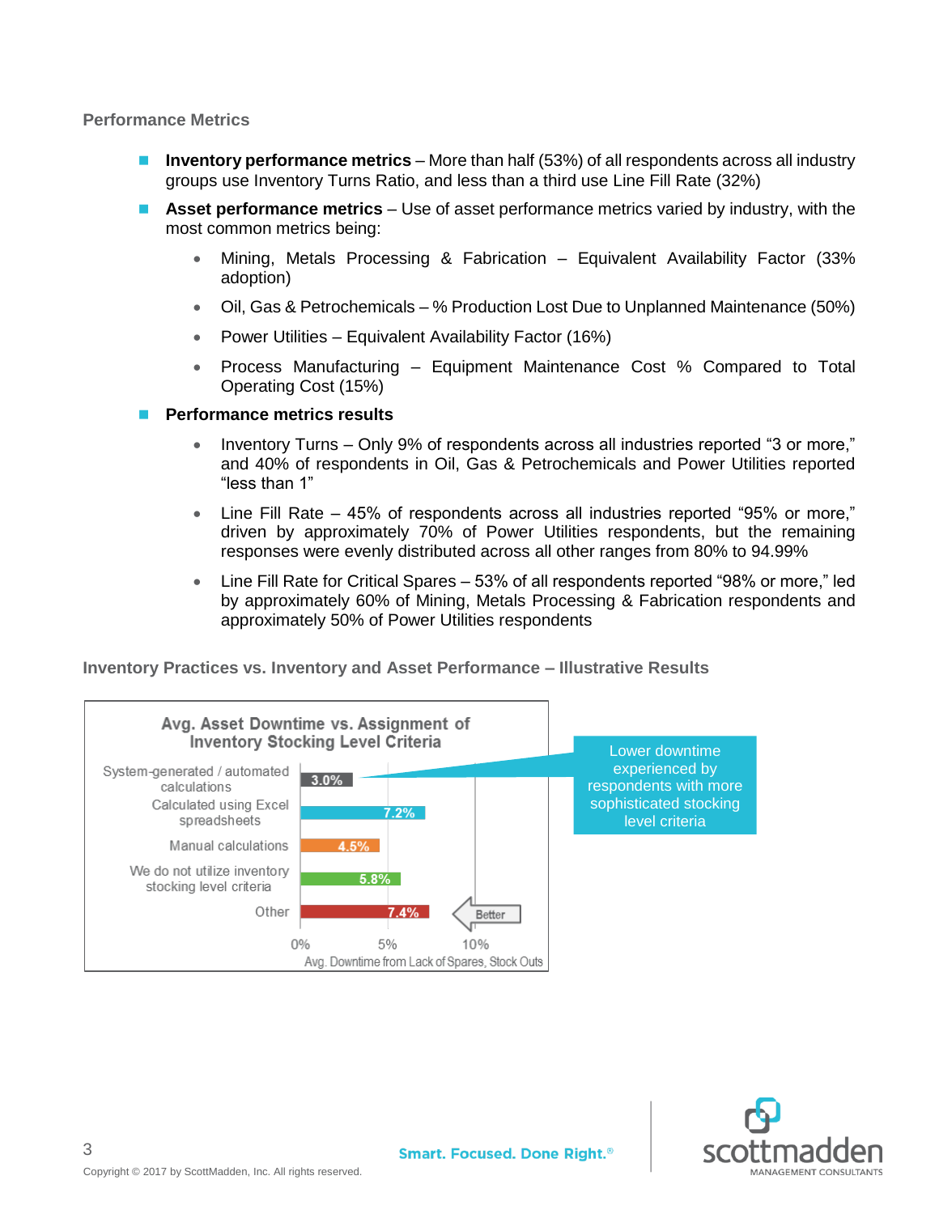## Performance Metrics

- **Inventory performance metrics** – More than half (53%) of all respondents across all industry groups use Inventory Turns Ratio, and less than a third use Line Fill Rate (32%)
- **Asset performance metrics** – Use of asset performance metrics varied by industry, with the most common metrics being:
  - Mining, Metals Processing & Fabrication – Equivalent Availability Factor (33% adoption)
  - Oil, Gas & Petrochemicals – % Production Lost Due to Unplanned Maintenance (50%)
  - Power Utilities – Equivalent Availability Factor (16%)
  - Process Manufacturing – Equipment Maintenance Cost % Compared to Total Operating Cost (15%)
- **Performance metrics results**
  - Inventory Turns – Only 9% of respondents across all industries reported "3 or more," and 40% of respondents in Oil, Gas & Petrochemicals and Power Utilities reported "less than 1"
  - Line Fill Rate – 45% of respondents across all industries reported "95% or more," driven by approximately 70% of Power Utilities respondents, but the remaining responses were evenly distributed across all other ranges from 80% to 94.99%
  - Line Fill Rate for Critical Spares – 53% of all respondents reported "98% or more," led by approximately 60% of Mining, Metals Processing & Fabrication respondents and approximately 50% of Power Utilities respondents

## Inventory Practices vs. Inventory and Asset Performance – Illustrative Results

**Avg. Asset Downtime vs. Assignment of Inventory Stocking Level Criteria**

| Inventory Stocking Level Criteria | Avg. Downtime from Lack of Spares, Stock Outs |
|---|---|
| System-generated / automated calculations | 3.0% |
| Calculated using Excel spreadsheets | 7.2% |
| Manual calculations | 4.5% |
| We do not utilize inventory stocking level criteria | 5.8% |
| Other | 7.4% |

Better ←

Lower downtime experienced by respondents with more sophisticated stocking level criteria

Copyright © 2017 by ScottMadden, Inc. All rights reserved.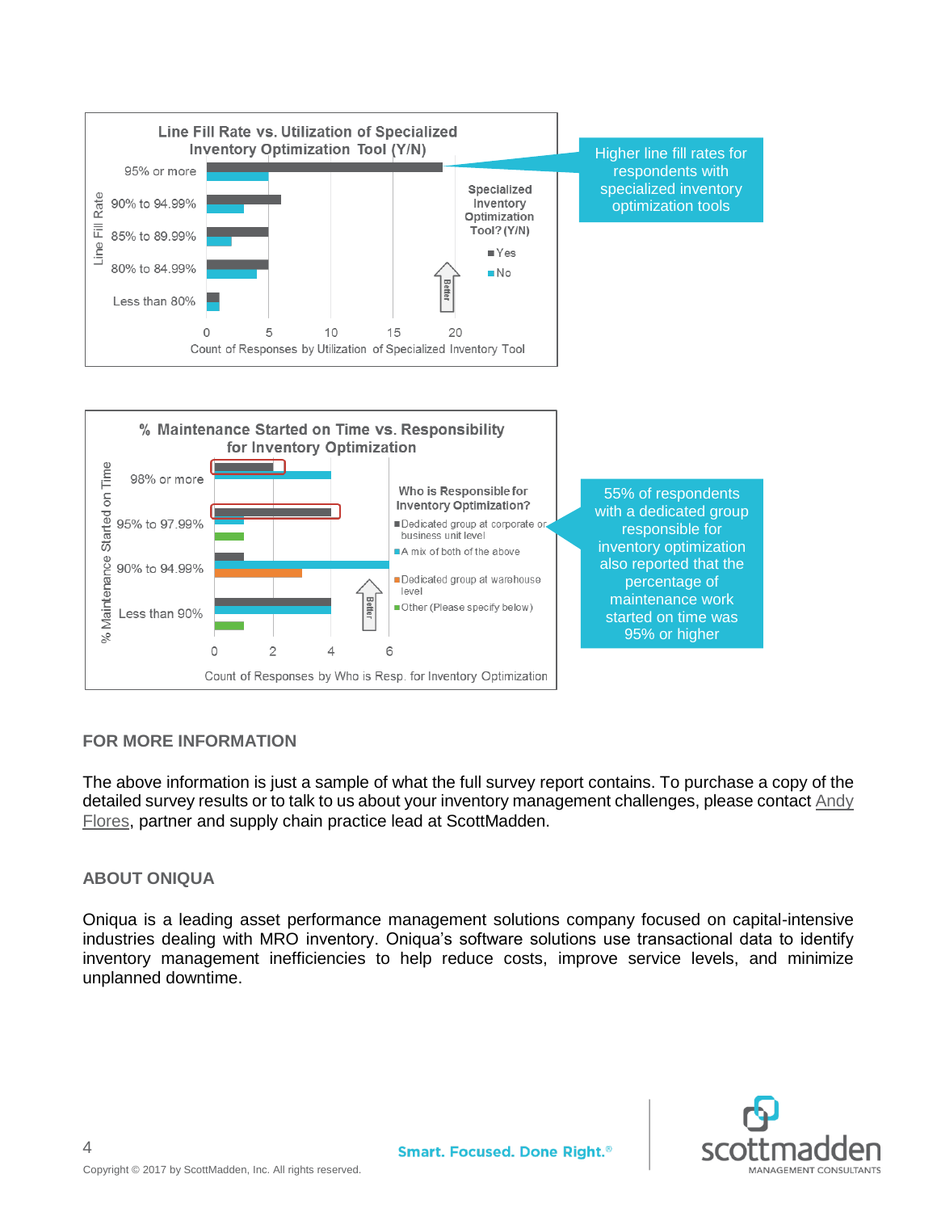**Line Fill Rate vs. Utilization of Specialized Inventory Optimization Tool (Y/N)**

Higher line fill rates for respondents with specialized inventory optimization tools

**% Maintenance Started on Time vs. Responsibility for Inventory Optimization**

55% of respondents with a dedicated group responsible for inventory optimization also reported that the percentage of maintenance work started on time was 95% or higher

## FOR MORE INFORMATION

The above information is just a sample of what the full survey report contains. To purchase a copy of the detailed survey results or to talk to us about your inventory management challenges, please contact Andy Flores, partner and supply chain practice lead at ScottMadden.

## ABOUT ONIQUA

Oniqua is a leading asset performance management solutions company focused on capital-intensive industries dealing with MRO inventory. Oniqua's software solutions use transactional data to identify inventory management inefficiencies to help reduce costs, improve service levels, and minimize unplanned downtime.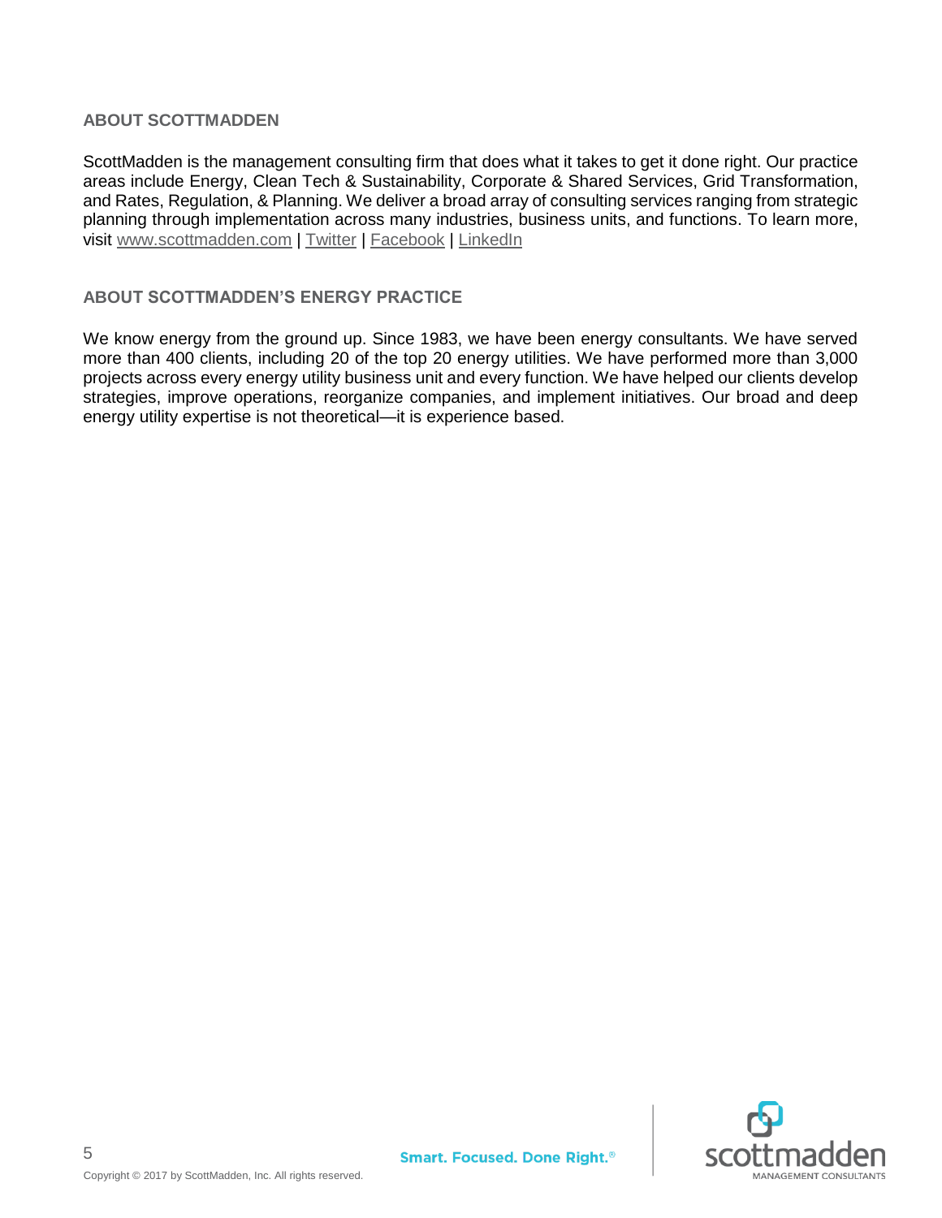## ABOUT SCOTTMADDEN

ScottMadden is the management consulting firm that does what it takes to get it done right. Our practice areas include Energy, Clean Tech & Sustainability, Corporate & Shared Services, Grid Transformation, and Rates, Regulation, & Planning. We deliver a broad array of consulting services ranging from strategic planning through implementation across many industries, business units, and functions. To learn more, visit www.scottmadden.com | Twitter | Facebook | LinkedIn

## ABOUT SCOTTMADDEN'S ENERGY PRACTICE

We know energy from the ground up. Since 1983, we have been energy consultants. We have served more than 400 clients, including 20 of the top 20 energy utilities. We have performed more than 3,000 projects across every energy utility business unit and every function. We have helped our clients develop strategies, improve operations, reorganize companies, and implement initiatives. Our broad and deep energy utility expertise is not theoretical—it is experience based.

Copyright © 2017 by ScottMadden, Inc. All rights reserved.

Smart. Focused. Done Right.®

scottmadden MANAGEMENT CONSULTANTS